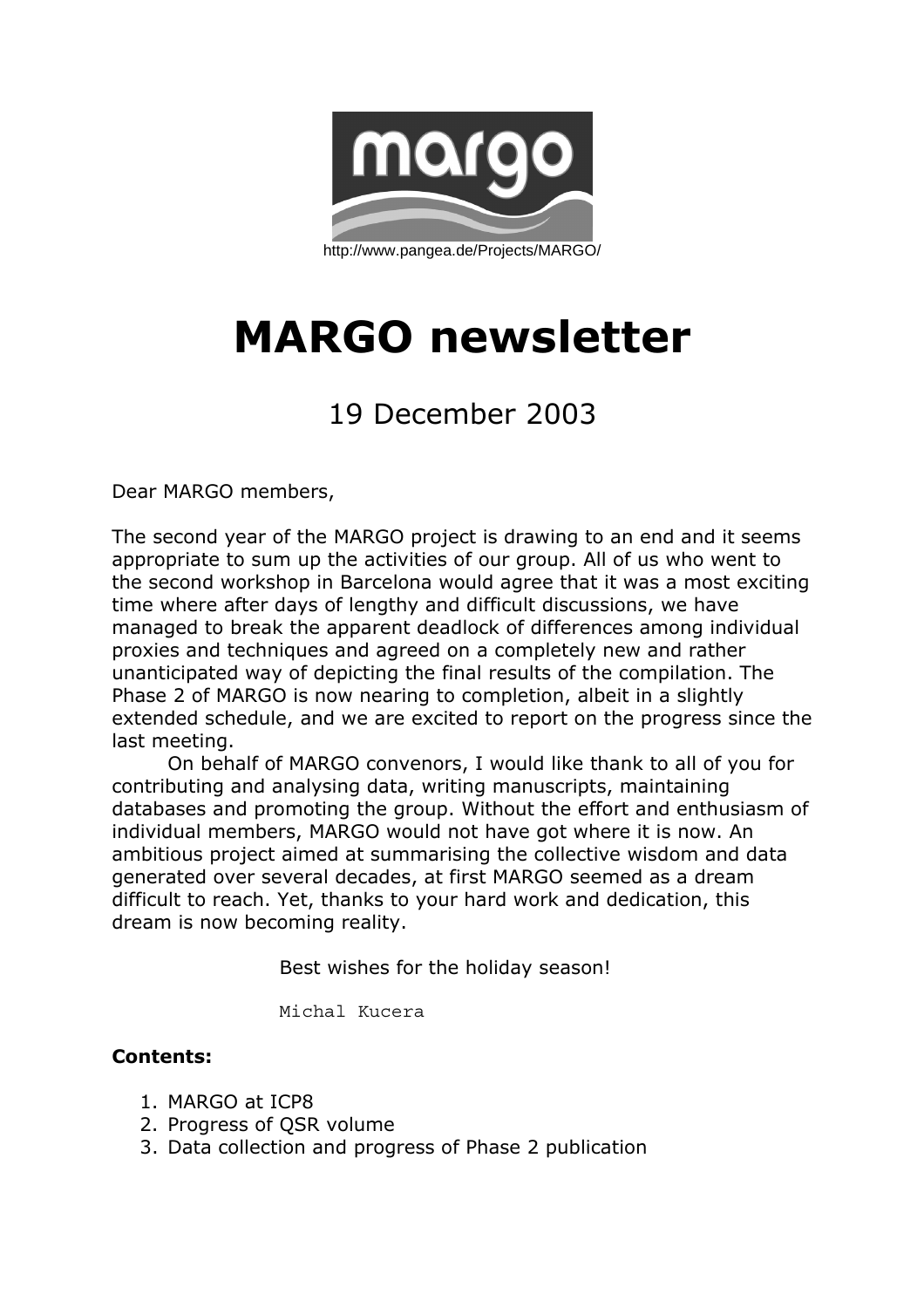http://www.pangea.de/Projects/MARGO/

# MARGO newsletter

## 19 December 2003

Dear MARGO members,

The second year of the MARGO project is drawing to an end and it seems appropriate to sum up the activities of our group. All of us who went to the second workshop in Barcelona would agree that it was a most exciting time where after days of lengthy and difficult discussions, we have managed to break the apparent deadlock of differences among individual proxies and techniques and agreed on a completely new and rather unanticipated way of depicting the final results of the compilation. The Phase 2 of MARGO is now nearing to completion, albeit in a slightly extended schedule, and we are excited to report on the progress since the last meeting.

On behalf of MARGO convenors, I would like thank to all of you for contributing and analysing data, writing manuscripts, maintaining databases and promoting the group. Without the effort and enthusiasm of individual members, MARGO would not have got where it is now. An ambitious project aimed at summarising the collective wisdom and data generated over several decades, at first MARGO seemed as a dream difficult to reach. Yet, thanks to your hard work and dedication, this dream is now becoming reality.

Best wishes for the holiday season!

Michal Kucera

**Contents:**

1. MARGO at ICP8
2. Progress of QSR volume
3. Data collection and progress of Phase 2 publication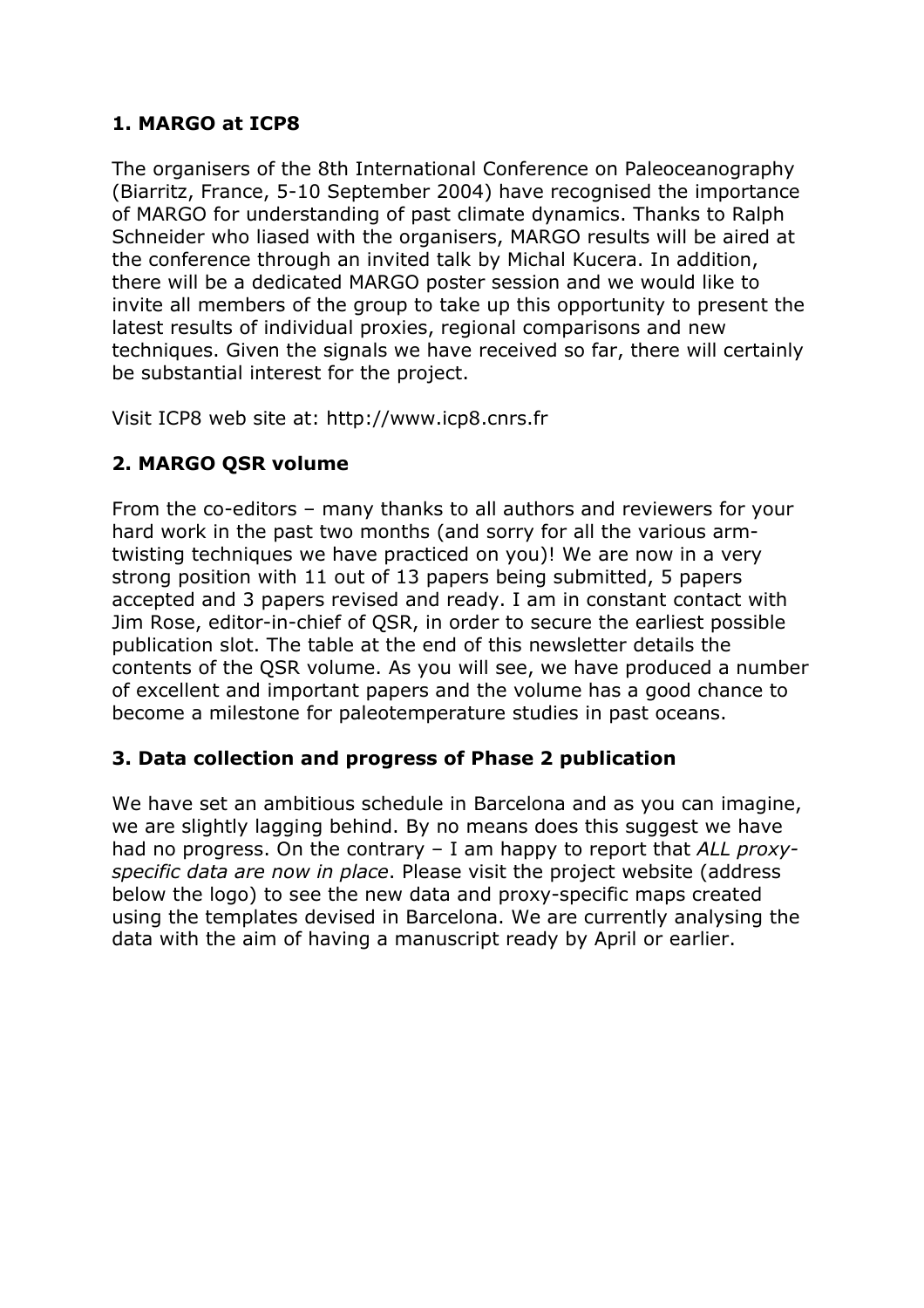## 1. MARGO at ICP8

The organisers of the 8th International Conference on Paleoceanography (Biarritz, France, 5-10 September 2004) have recognised the importance of MARGO for understanding of past climate dynamics. Thanks to Ralph Schneider who liased with the organisers, MARGO results will be aired at the conference through an invited talk by Michal Kucera. In addition, there will be a dedicated MARGO poster session and we would like to invite all members of the group to take up this opportunity to present the latest results of individual proxies, regional comparisons and new techniques. Given the signals we have received so far, there will certainly be substantial interest for the project.

Visit ICP8 web site at: http://www.icp8.cnrs.fr

## 2. MARGO QSR volume

From the co-editors – many thanks to all authors and reviewers for your hard work in the past two months (and sorry for all the various arm-twisting techniques we have practiced on you)! We are now in a very strong position with 11 out of 13 papers being submitted, 5 papers accepted and 3 papers revised and ready. I am in constant contact with Jim Rose, editor-in-chief of QSR, in order to secure the earliest possible publication slot. The table at the end of this newsletter details the contents of the QSR volume. As you will see, we have produced a number of excellent and important papers and the volume has a good chance to become a milestone for paleotemperature studies in past oceans.

## 3. Data collection and progress of Phase 2 publication

We have set an ambitious schedule in Barcelona and as you can imagine, we are slightly lagging behind. By no means does this suggest we have had no progress. On the contrary – I am happy to report that *ALL proxy-specific data are now in place*. Please visit the project website (address below the logo) to see the new data and proxy-specific maps created using the templates devised in Barcelona. We are currently analysing the data with the aim of having a manuscript ready by April or earlier.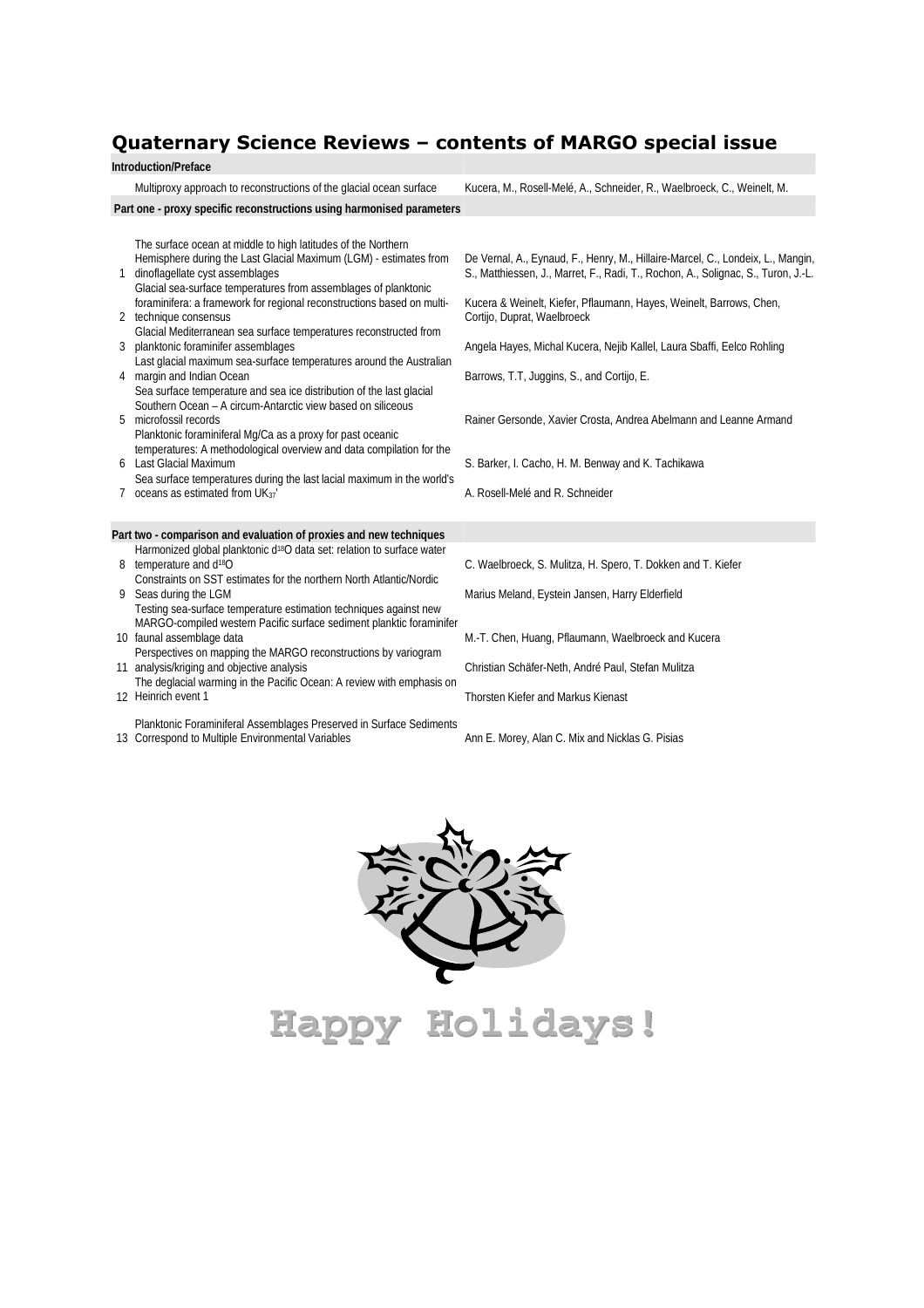## Quaternary Science Reviews – contents of MARGO special issue

| | | |
|---|---|---|
| **Introduction/Preface** | | |
| | Multiproxy approach to reconstructions of the glacial ocean surface | Kucera, M., Rosell-Melé, A., Schneider, R., Waelbroeck, C., Weinelt, M. |
| **Part one - proxy specific reconstructions using harmonised parameters** | | |
| 1 | The surface ocean at middle to high latitudes of the Northern Hemisphere during the Last Glacial Maximum (LGM) - estimates from dinoflagellate cyst assemblages | De Vernal, A., Eynaud, F., Henry, M., Hillaire-Marcel, C., Londeix, L., Mangin, S., Matthiessen, J., Marret, F., Radi, T., Rochon, A., Solignac, S., Turon, J.-L. |
| 2 | Glacial sea-surface temperatures from assemblages of planktonic foraminifera: a framework for regional reconstructions based on multi-technique consensus | Kucera & Weinelt, Kiefer, Pflaumann, Hayes, Weinelt, Barrows, Chen, Cortijo, Duprat, Waelbroeck |
| 3 | Glacial Mediterranean sea surface temperatures reconstructed from planktonic foraminifer assemblages | Angela Hayes, Michal Kucera, Nejib Kallel, Laura Sbaffi, Eelco Rohling |
| 4 | Last glacial maximum sea-surface temperatures around the Australian margin and Indian Ocean | Barrows, T.T, Juggins, S., and Cortijo, E. |
| 5 | Sea surface temperature and sea ice distribution of the last glacial Southern Ocean – A circum-Antarctic view based on siliceous microfossil records | Rainer Gersonde, Xavier Crosta, Andrea Abelmann and Leanne Armand |
| 6 | Planktonic foraminiferal Mg/Ca as a proxy for past oceanic temperatures: A methodological overview and data compilation for the Last Glacial Maximum | S. Barker, I. Cacho, H. M. Benway and K. Tachikawa |
| 7 | Sea surface temperatures during the last lacial maximum in the world's oceans as estimated from $UK_{37}'$ | A. Rosell-Melé and R. Schneider |
| **Part two - comparison and evaluation of proxies and new techniques** | | |
| 8 | Harmonized global planktonic $d^{18}O$ data set: relation to surface water temperature and $d^{18}O$ | C. Waelbroeck, S. Mulitza, H. Spero, T. Dokken and T. Kiefer |
| 9 | Constraints on SST estimates for the northern North Atlantic/Nordic Seas during the LGM | Marius Meland, Eystein Jansen, Harry Elderfield |
| 10 | Testing sea-surface temperature estimation techniques against new MARGO-compiled western Pacific surface sediment planktic foraminifer faunal assemblage data | M.-T. Chen, Huang, Pflaumann, Waelbroeck and Kucera |
| 11 | Perspectives on mapping the MARGO reconstructions by variogram analysis/kriging and objective analysis | Christian Schäfer-Neth, André Paul, Stefan Mulitza |
| 12 | The deglacial warming in the Pacific Ocean: A review with emphasis on Heinrich event 1 | Thorsten Kiefer and Markus Kienast |
| 13 | Planktonic Foraminiferal Assemblages Preserved in Surface Sediments Correspond to Multiple Environmental Variables | Ann E. Morey, Alan C. Mix and Nicklas G. Pisias |

Happy Holidays!